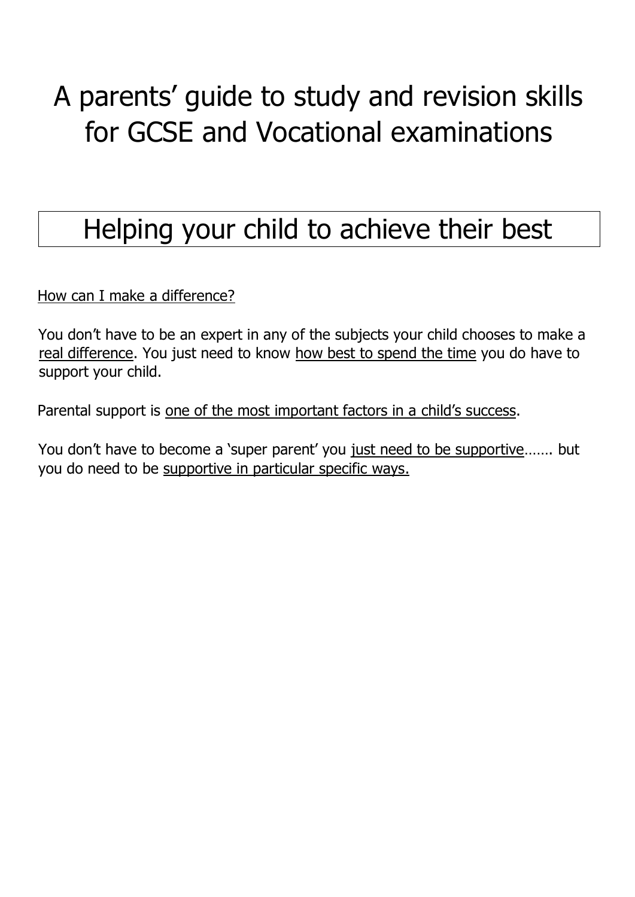# A parents' guide to study and revision skills for GCSE and Vocational examinations

## Helping your child to achieve their best

<u>How can I make a difference?</u>

You don't have to be an expert in any of the subjects your child chooses to make a <u>real difference</u>. You just need to know <u>how best to spend the time</u> you do have to support your child.

Parental support is <u>one of the most important factors in a child's success</u>.

You don't have to become a 'super parent' you <u>just need to be supportive</u>……. but you do need to be <u>supportive in particular specific ways.</u>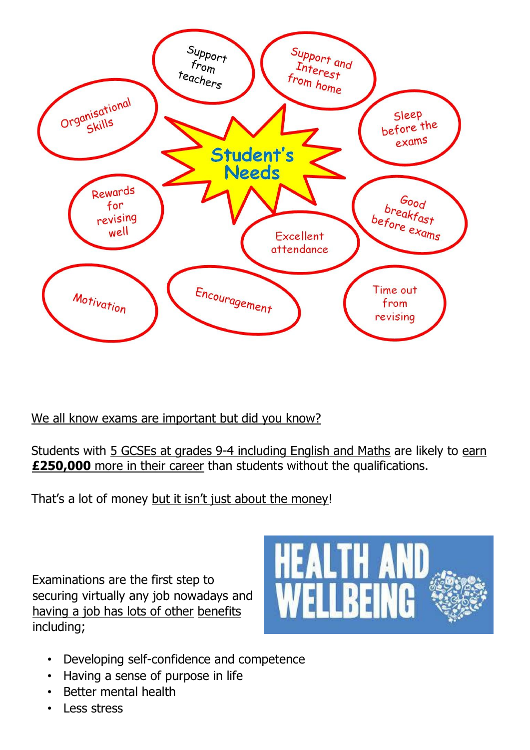# Student's Needs

- Support from teachers
- Support and Interest from home
- Organisational Skills
- Sleep before the exams
- Rewards for revising well
- Good breakfast before exams
- Excellent attendance
- Motivation
- Encouragement
- Time out from revising

We all know exams are important but did you know?

Students with 5 GCSEs at grades 9-4 including English and Maths are likely to earn **£250,000** more in their career than students without the qualifications.

That's a lot of money but it isn't just about the money!

HEALTH AND WELLBEING

Examinations are the first step to securing virtually any job nowadays and having a job has lots of other benefits including;

- Developing self-confidence and competence
- Having a sense of purpose in life
- Better mental health
- Less stress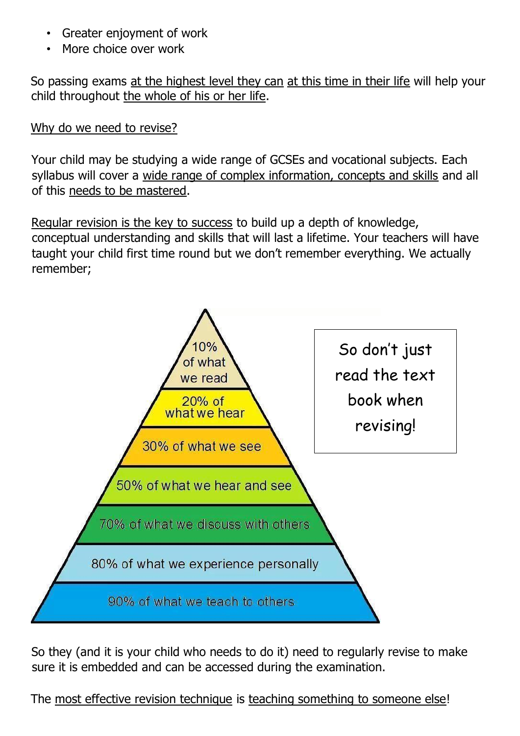- Greater enjoyment of work
- More choice over work

So passing exams at the highest level they can at this time in their life will help your child throughout the whole of his or her life.

Why do we need to revise?

Your child may be studying a wide range of GCSEs and vocational subjects. Each syllabus will cover a wide range of complex information, concepts and skills and all of this needs to be mastered.

Regular revision is the key to success to build up a depth of knowledge, conceptual understanding and skills that will last a lifetime. Your teachers will have taught your child first time round but we don't remember everything. We actually remember;

- 10% of what we read
- 20% of what we hear
- 30% of what we see
- 50% of what we hear and see
- 70% of what we discuss with others
- 80% of what we experience personally
- 90% of what we teach to others

So don't just read the text book when revising!

So they (and it is your child who needs to do it) need to regularly revise to make sure it is embedded and can be accessed during the examination.

The most effective revision technique is teaching something to someone else!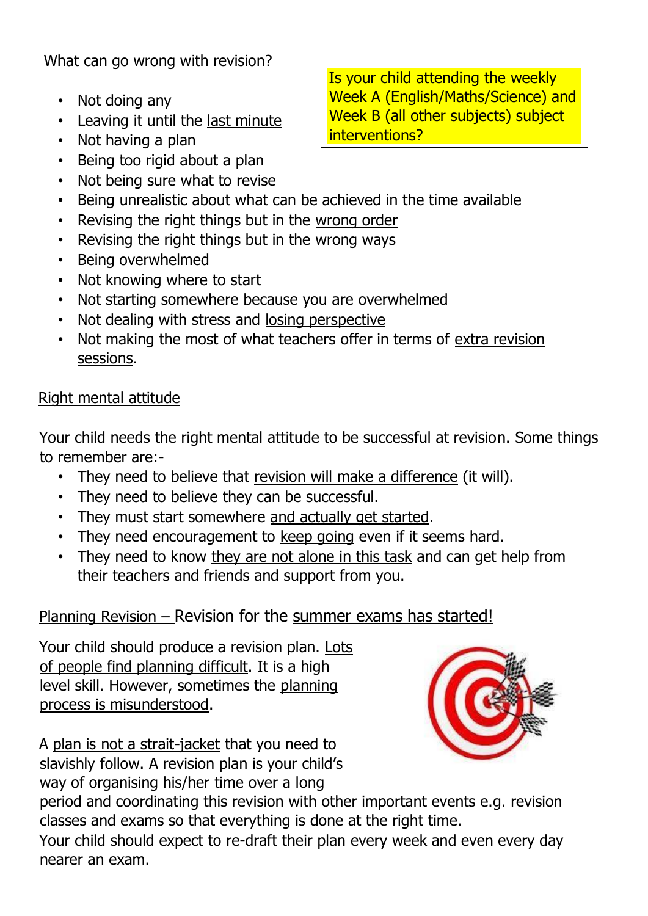## What can go wrong with revision?

> Is your child attending the weekly Week A (English/Maths/Science) and Week B (all other subjects) subject interventions?

- Not doing any
- Leaving it until the last minute
- Not having a plan
- Being too rigid about a plan
- Not being sure what to revise
- Being unrealistic about what can be achieved in the time available
- Revising the right things but in the wrong order
- Revising the right things but in the wrong ways
- Being overwhelmed
- Not knowing where to start
- Not starting somewhere because you are overwhelmed
- Not dealing with stress and losing perspective
- Not making the most of what teachers offer in terms of extra revision sessions.

## Right mental attitude

Your child needs the right mental attitude to be successful at revision. Some things to remember are:-

- They need to believe that revision will make a difference (it will).
- They need to believe they can be successful.
- They must start somewhere and actually get started.
- They need encouragement to keep going even if it seems hard.
- They need to know they are not alone in this task and can get help from their teachers and friends and support from you.

## Planning Revision – Revision for the summer exams has started!

Your child should produce a revision plan. Lots of people find planning difficult. It is a high level skill. However, sometimes the planning process is misunderstood.

A plan is not a strait-jacket that you need to slavishly follow. A revision plan is your child's way of organising his/her time over a long period and coordinating this revision with other important events e.g. revision classes and exams so that everything is done at the right time.

Your child should expect to re-draft their plan every week and even every day nearer an exam.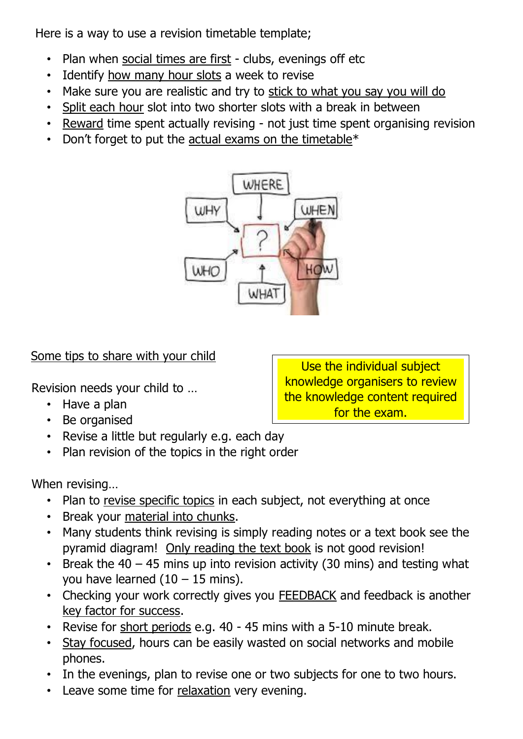Here is a way to use a revision timetable template;

- Plan when social times are first - clubs, evenings off etc
- Identify how many hour slots a week to revise
- Make sure you are realistic and try to stick to what you say you will do
- Split each hour slot into two shorter slots with a break in between
- Reward time spent actually revising - not just time spent organising revision
- Don't forget to put the actual exams on the timetable*

Some tips to share with your child

Use the individual subject knowledge organisers to review the knowledge content required for the exam.

Revision needs your child to …

- Have a plan
- Be organised
- Revise a little but regularly e.g. each day
- Plan revision of the topics in the right order

When revising…

- Plan to revise specific topics in each subject, not everything at once
- Break your material into chunks.
- Many students think revising is simply reading notes or a text book see the pyramid diagram! Only reading the text book is not good revision!
- Break the 40 – 45 mins up into revision activity (30 mins) and testing what you have learned (10 – 15 mins).
- Checking your work correctly gives you FEEDBACK and feedback is another key factor for success.
- Revise for short periods e.g. 40 - 45 mins with a 5-10 minute break.
- Stay focused, hours can be easily wasted on social networks and mobile phones.
- In the evenings, plan to revise one or two subjects for one to two hours.
- Leave some time for relaxation very evening.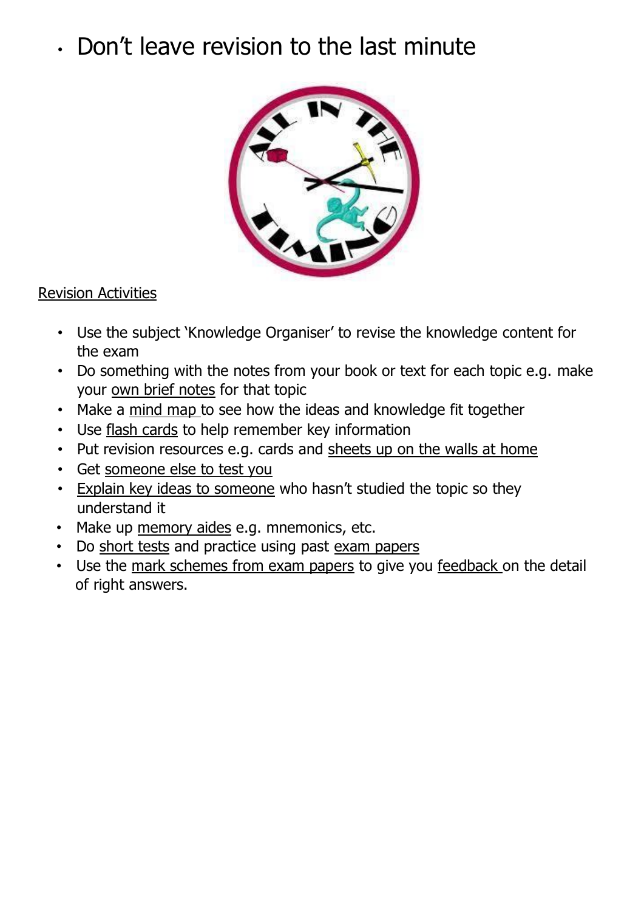- Don't leave revision to the last minute

Revision Activities

- Use the subject 'Knowledge Organiser' to revise the knowledge content for the exam
- Do something with the notes from your book or text for each topic e.g. make your own brief notes for that topic
- Make a mind map to see how the ideas and knowledge fit together
- Use flash cards to help remember key information
- Put revision resources e.g. cards and sheets up on the walls at home
- Get someone else to test you
- Explain key ideas to someone who hasn't studied the topic so they understand it
- Make up memory aides e.g. mnemonics, etc.
- Do short tests and practice using past exam papers
- Use the mark schemes from exam papers to give you feedback on the detail of right answers.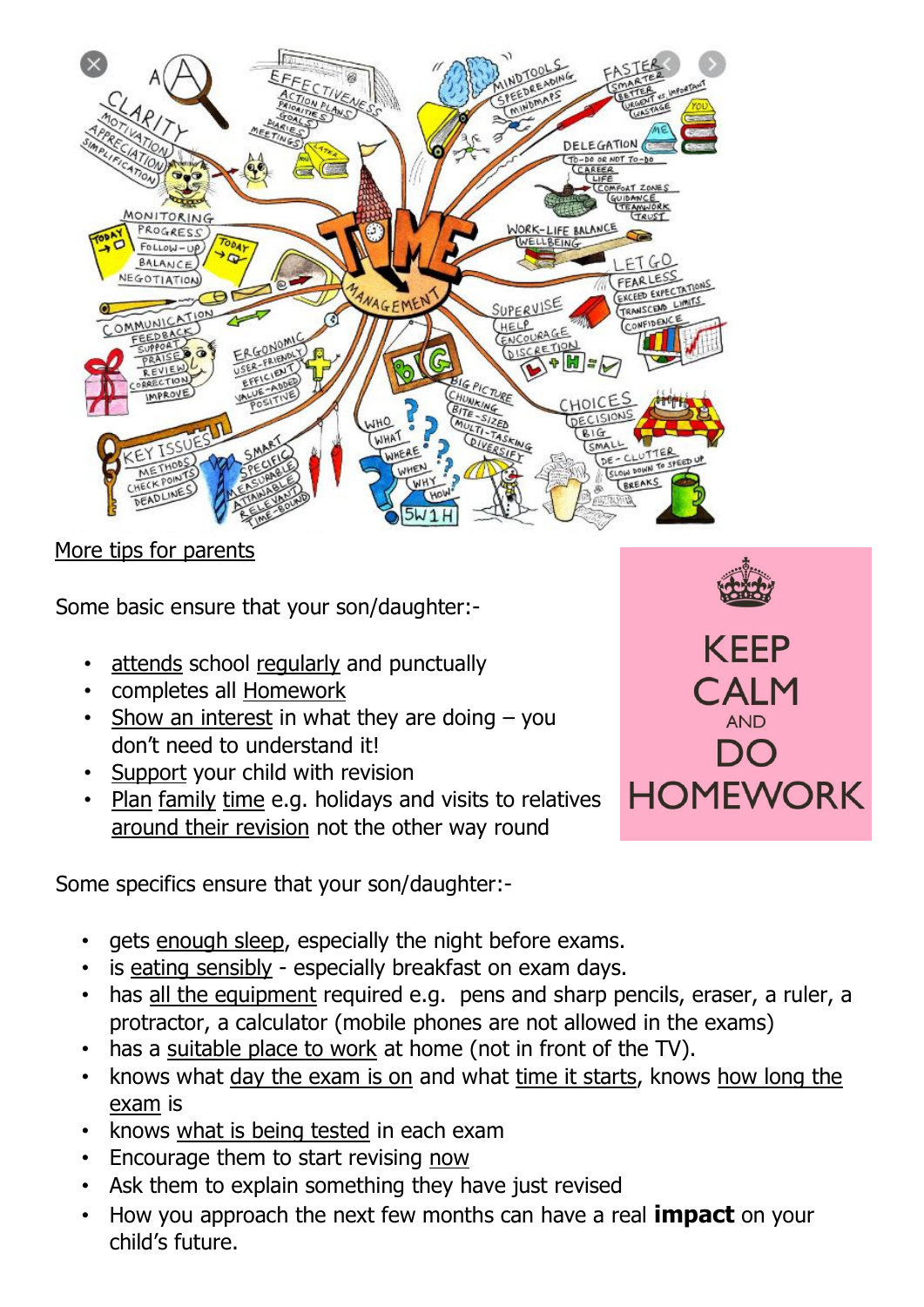More tips for parents

Some basic ensure that your son/daughter:-

- attends school regularly and punctually
- completes all Homework
- Show an interest in what they are doing – you don't need to understand it!
- Support your child with revision
- Plan family time e.g. holidays and visits to relatives around their revision not the other way round

KEEP CALM AND DO HOMEWORK

Some specifics ensure that your son/daughter:-

- gets enough sleep, especially the night before exams.
- is eating sensibly - especially breakfast on exam days.
- has all the equipment required e.g. pens and sharp pencils, eraser, a ruler, a protractor, a calculator (mobile phones are not allowed in the exams)
- has a suitable place to work at home (not in front of the TV).
- knows what day the exam is on and what time it starts, knows how long the exam is
- knows what is being tested in each exam
- Encourage them to start revising now
- Ask them to explain something they have just revised
- How you approach the next few months can have a real **impact** on your child's future.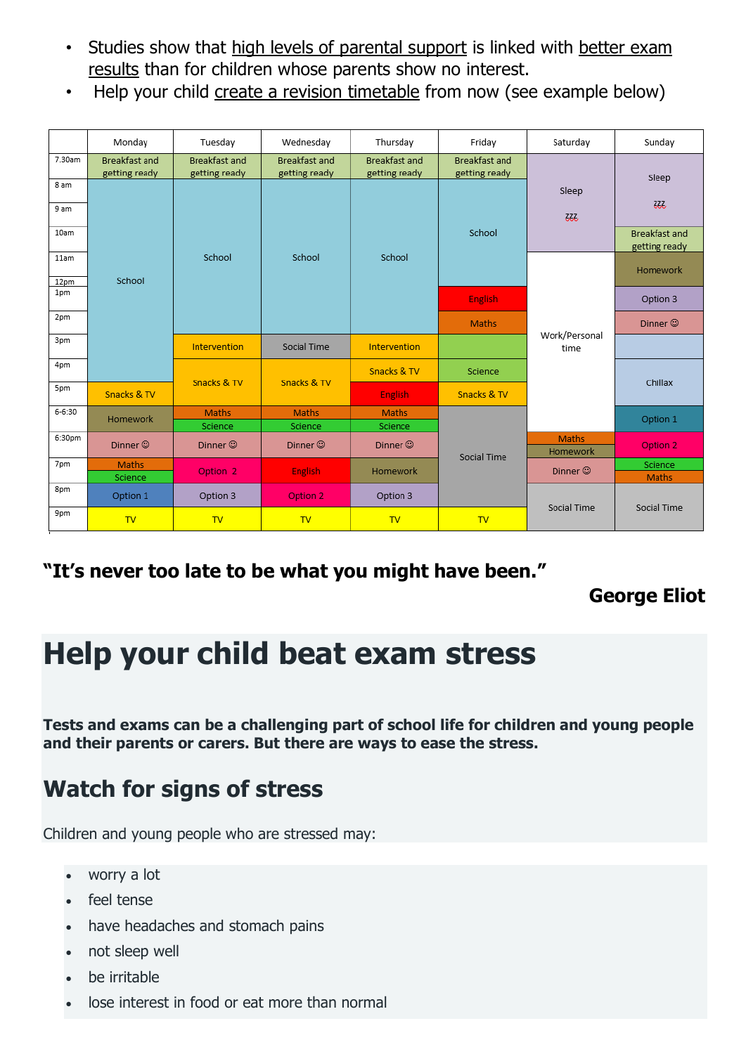- Studies show that high levels of parental support is linked with better exam results than for children whose parents show no interest.
- Help your child create a revision timetable from now (see example below)

| | Monday | Tuesday | Wednesday | Thursday | Friday | Saturday | Sunday |
|---|---|---|---|---|---|---|---|
| 7.30am | Breakfast and getting ready | Breakfast and getting ready | Breakfast and getting ready | Breakfast and getting ready | Breakfast and getting ready | Sleep zzz | Sleep zzz |
| 8 am | School | School | School | School | School | Sleep zzz | Sleep zzz |
| 9 am | School | School | School | School | School | Sleep zzz | Sleep zzz |
| 10am | School | School | School | School | School | Sleep zzz | Breakfast and getting ready |
| 11am | School | School | School | School | School | Work/Personal time | Homework |
| 12pm | School | School | School | School | School | Work/Personal time | Homework |
| 1pm | School | School | School | School | English | Work/Personal time | Option 3 |
| 2pm | School | School | School | School | Maths | Work/Personal time | Dinner ☺ |
| 3pm | School | Intervention | Social Time | Intervention | | Work/Personal time | |
| 4pm | School | Snacks & TV | Snacks & TV | Snacks & TV | Science | Work/Personal time | Chillax |
| 5pm | Snacks & TV | Snacks & TV | Snacks & TV | English | Snacks & TV | Work/Personal time | Chillax |
| 6-6:30 | Homework | Maths / Science | Maths / Science | Maths / Science | Social Time | Work/Personal time | Option 1 |
| 6:30pm | Dinner ☺ | Dinner ☺ | Dinner ☺ | Dinner ☺ | Social Time | Maths / Homework | Option 2 |
| 7pm | Maths / Science | Option 2 | English | Homework | Social Time | Dinner ☺ | Science / Maths |
| 8pm | Option 1 | Option 3 | Option 2 | Option 3 | Social Time | Social Time | Social Time |
| 9pm | TV | TV | TV | TV | TV | Social Time | Social Time |

**"It's never too late to be what you might have been."**

**George Eliot**

# Help your child beat exam stress

**Tests and exams can be a challenging part of school life for children and young people and their parents or carers. But there are ways to ease the stress.**

## Watch for signs of stress

Children and young people who are stressed may:

- worry a lot
- feel tense
- have headaches and stomach pains
- not sleep well
- be irritable
- lose interest in food or eat more than normal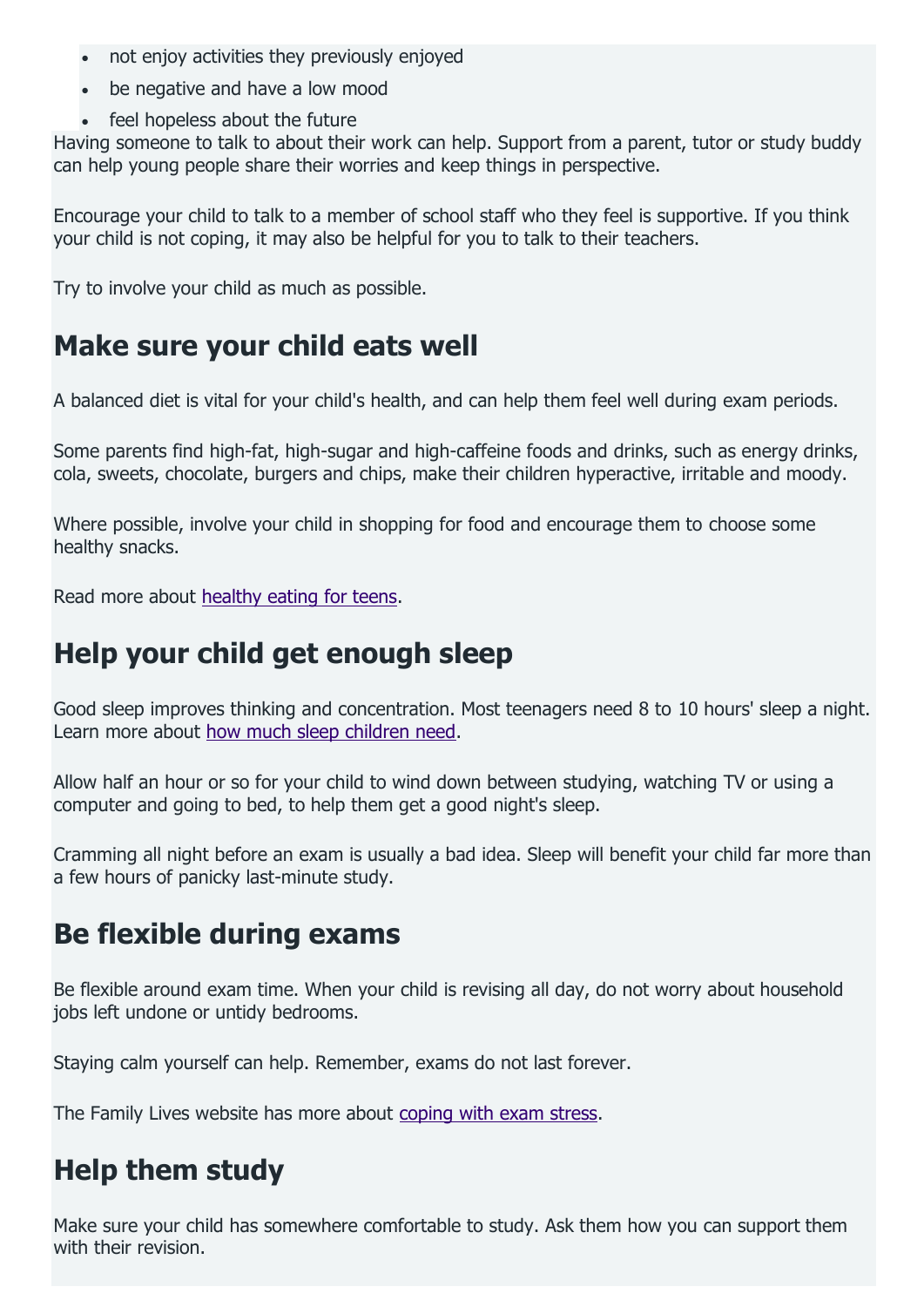- not enjoy activities they previously enjoyed
- be negative and have a low mood
- feel hopeless about the future

Having someone to talk to about their work can help. Support from a parent, tutor or study buddy can help young people share their worries and keep things in perspective.

Encourage your child to talk to a member of school staff who they feel is supportive. If you think your child is not coping, it may also be helpful for you to talk to their teachers.

Try to involve your child as much as possible.

## Make sure your child eats well

A balanced diet is vital for your child's health, and can help them feel well during exam periods.

Some parents find high-fat, high-sugar and high-caffeine foods and drinks, such as energy drinks, cola, sweets, chocolate, burgers and chips, make their children hyperactive, irritable and moody.

Where possible, involve your child in shopping for food and encourage them to choose some healthy snacks.

Read more about healthy eating for teens.

## Help your child get enough sleep

Good sleep improves thinking and concentration. Most teenagers need 8 to 10 hours' sleep a night. Learn more about how much sleep children need.

Allow half an hour or so for your child to wind down between studying, watching TV or using a computer and going to bed, to help them get a good night's sleep.

Cramming all night before an exam is usually a bad idea. Sleep will benefit your child far more than a few hours of panicky last-minute study.

## Be flexible during exams

Be flexible around exam time. When your child is revising all day, do not worry about household jobs left undone or untidy bedrooms.

Staying calm yourself can help. Remember, exams do not last forever.

The Family Lives website has more about coping with exam stress.

## Help them study

Make sure your child has somewhere comfortable to study. Ask them how you can support them with their revision.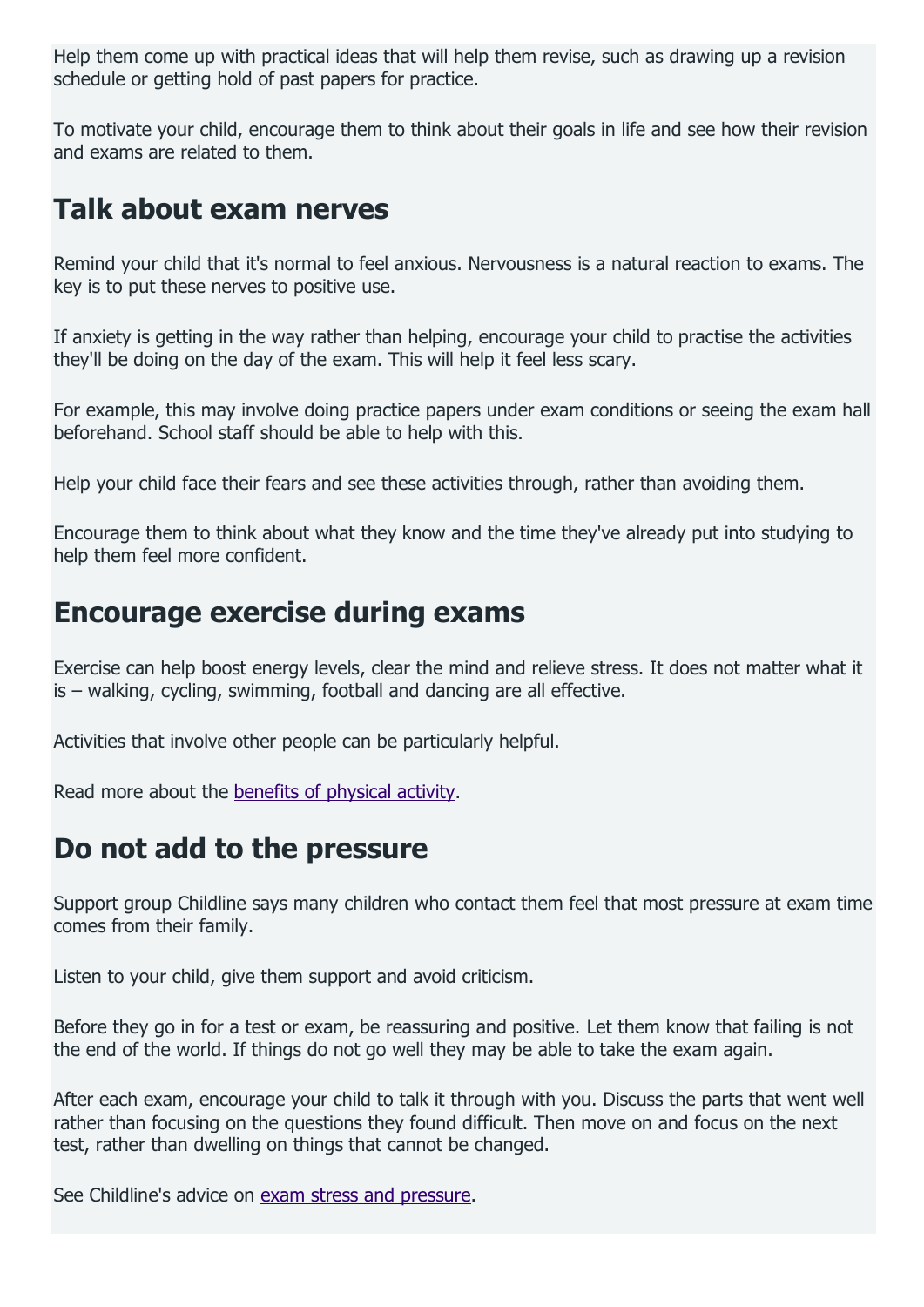Help them come up with practical ideas that will help them revise, such as drawing up a revision schedule or getting hold of past papers for practice.

To motivate your child, encourage them to think about their goals in life and see how their revision and exams are related to them.

## Talk about exam nerves

Remind your child that it's normal to feel anxious. Nervousness is a natural reaction to exams. The key is to put these nerves to positive use.

If anxiety is getting in the way rather than helping, encourage your child to practise the activities they'll be doing on the day of the exam. This will help it feel less scary.

For example, this may involve doing practice papers under exam conditions or seeing the exam hall beforehand. School staff should be able to help with this.

Help your child face their fears and see these activities through, rather than avoiding them.

Encourage them to think about what they know and the time they've already put into studying to help them feel more confident.

## Encourage exercise during exams

Exercise can help boost energy levels, clear the mind and relieve stress. It does not matter what it is – walking, cycling, swimming, football and dancing are all effective.

Activities that involve other people can be particularly helpful.

Read more about the [benefits of physical activity](#).

## Do not add to the pressure

Support group Childline says many children who contact them feel that most pressure at exam time comes from their family.

Listen to your child, give them support and avoid criticism.

Before they go in for a test or exam, be reassuring and positive. Let them know that failing is not the end of the world. If things do not go well they may be able to take the exam again.

After each exam, encourage your child to talk it through with you. Discuss the parts that went well rather than focusing on the questions they found difficult. Then move on and focus on the next test, rather than dwelling on things that cannot be changed.

See Childline's advice on [exam stress and pressure](#).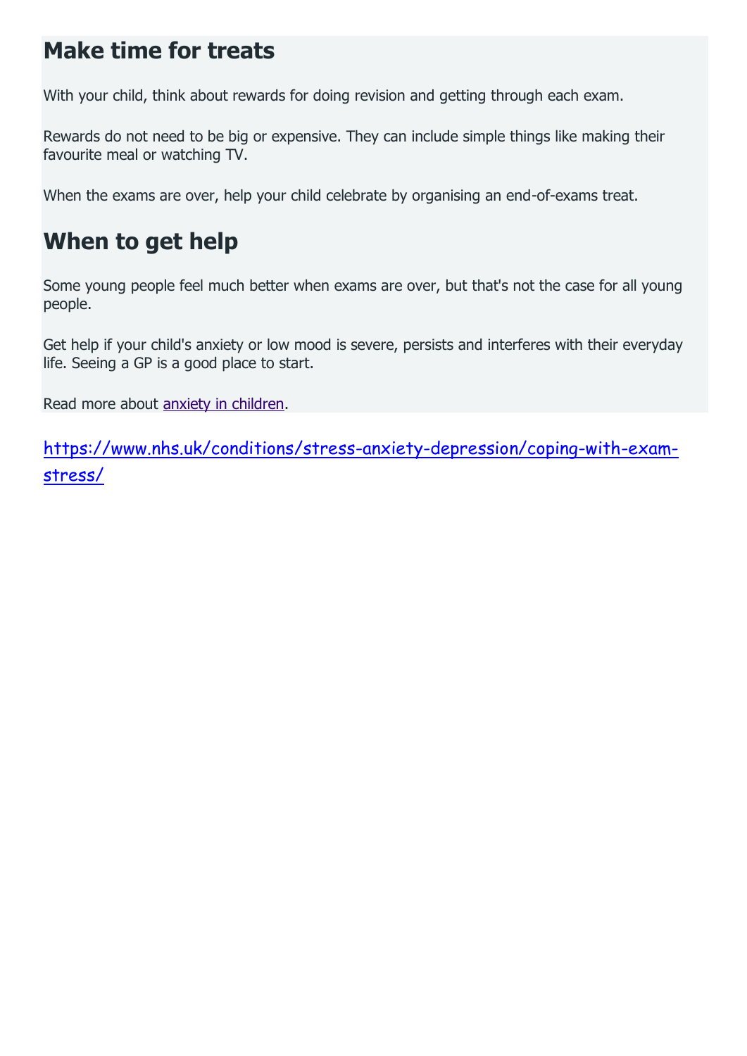## Make time for treats

With your child, think about rewards for doing revision and getting through each exam.

Rewards do not need to be big or expensive. They can include simple things like making their favourite meal or watching TV.

When the exams are over, help your child celebrate by organising an end-of-exams treat.

## When to get help

Some young people feel much better when exams are over, but that's not the case for all young people.

Get help if your child's anxiety or low mood is severe, persists and interferes with their everyday life. Seeing a GP is a good place to start.

Read more about anxiety in children.

https://www.nhs.uk/conditions/stress-anxiety-depression/coping-with-exam-stress/